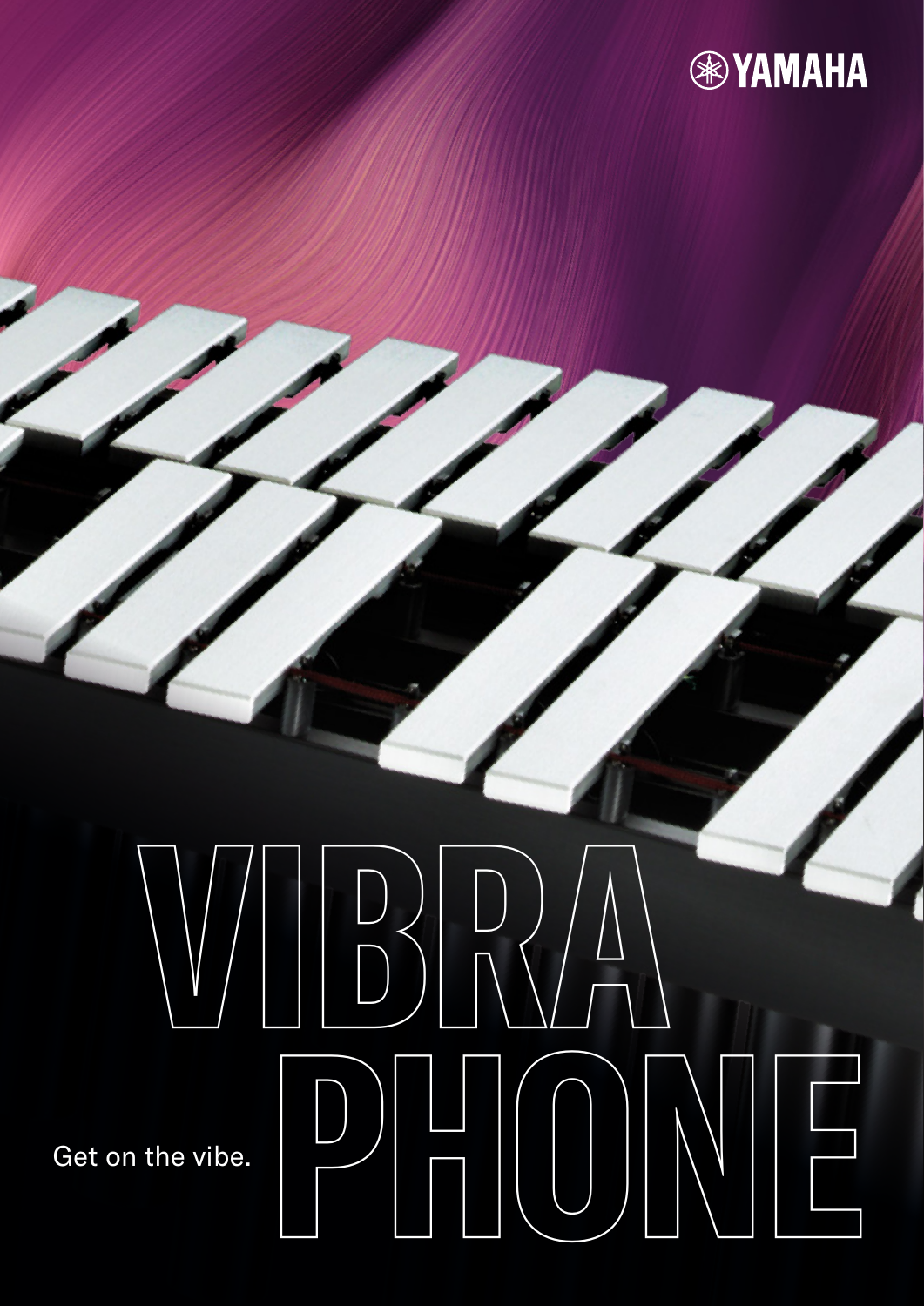YAMAHA

# VIBRAPHONE

Get on the vibe.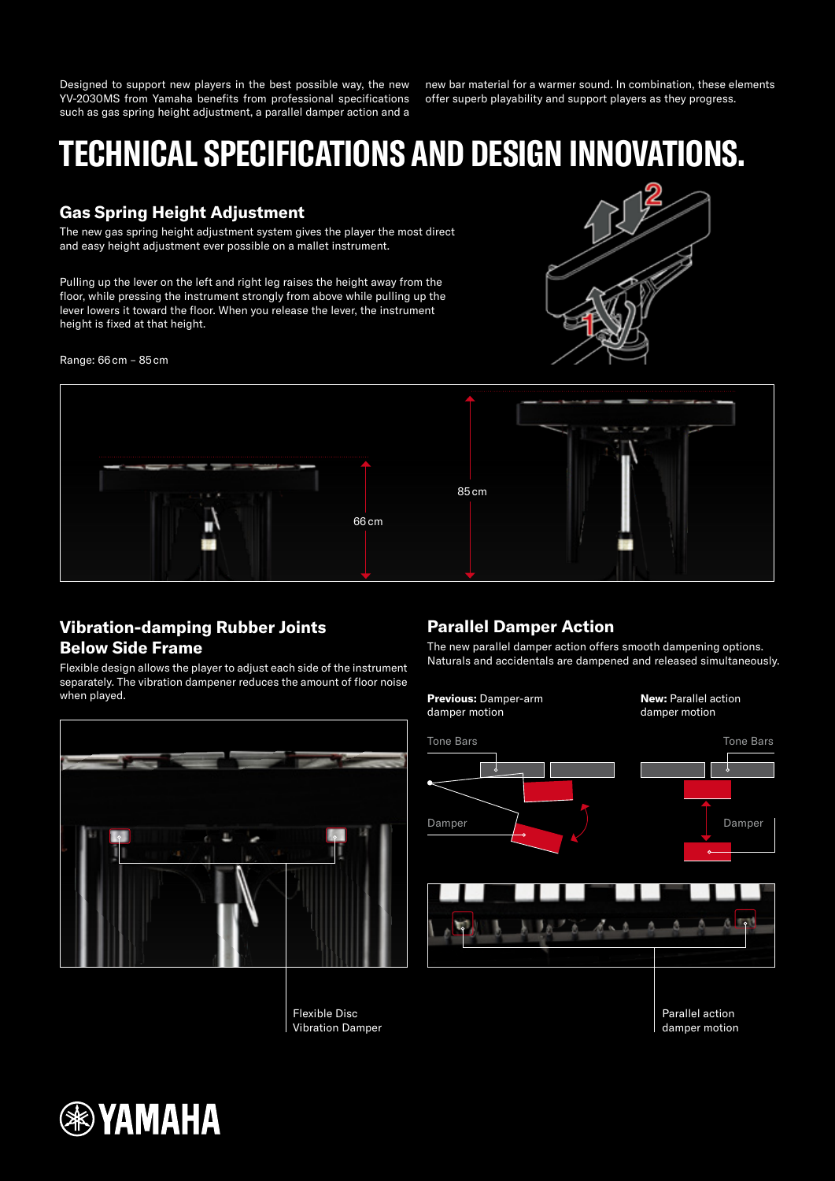Designed to support new players in the best possible way, the new YV-2030MS from Yamaha benefits from professional specifications such as gas spring height adjustment, a parallel damper action and a new bar material for a warmer sound. In combination, these elements offer superb playability and support players as they progress.

# TECHNICAL SPECIFICATIONS AND DESIGN INNOVATIONS.

## Gas Spring Height Adjustment

The new gas spring height adjustment system gives the player the most direct and easy height adjustment ever possible on a mallet instrument.

Pulling up the lever on the left and right leg raises the height away from the floor, while pressing the instrument strongly from above while pulling up the lever lowers it toward the floor. When you release the lever, the instrument height is fixed at that height.

Range: 66 cm – 85 cm

66 cm

85 cm

## Vibration-damping Rubber Joints Below Side Frame

Flexible design allows the player to adjust each side of the instrument separately. The vibration dampener reduces the amount of floor noise when played.

Flexible Disc Vibration Damper

## Parallel Damper Action

The new parallel damper action offers smooth dampening options. Naturals and accidentals are dampened and released simultaneously.

**Previous:** Damper-arm damper motion

**New:** Parallel action damper motion

Tone Bars

Damper

Tone Bars

Damper

Parallel action damper motion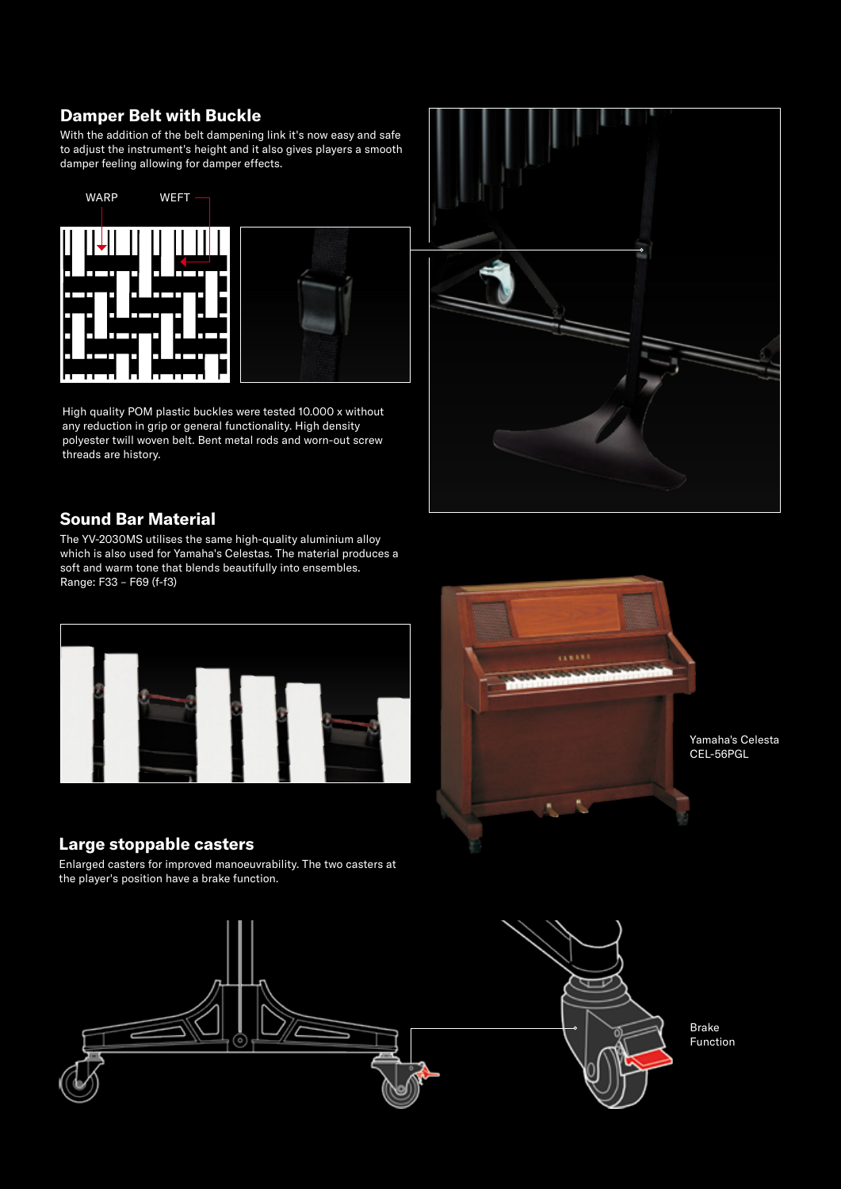## Damper Belt with Buckle

With the addition of the belt dampening link it's now easy and safe to adjust the instrument's height and it also gives players a smooth damper feeling allowing for damper effects.

WARP WEFT

High quality POM plastic buckles were tested 10.000 x without any reduction in grip or general functionality. High density polyester twill woven belt. Bent metal rods and worn-out screw threads are history.

## Sound Bar Material

The YV-2030MS utilises the same high-quality aluminium alloy which is also used for Yamaha's Celestas. The material produces a soft and warm tone that blends beautifully into ensembles.
Range: F33 – F69 (f-f3)

Yamaha's Celesta CEL-56PGL

## Large stoppable casters

Enlarged casters for improved manoeuvrability. The two casters at the player's position have a brake function.

Brake Function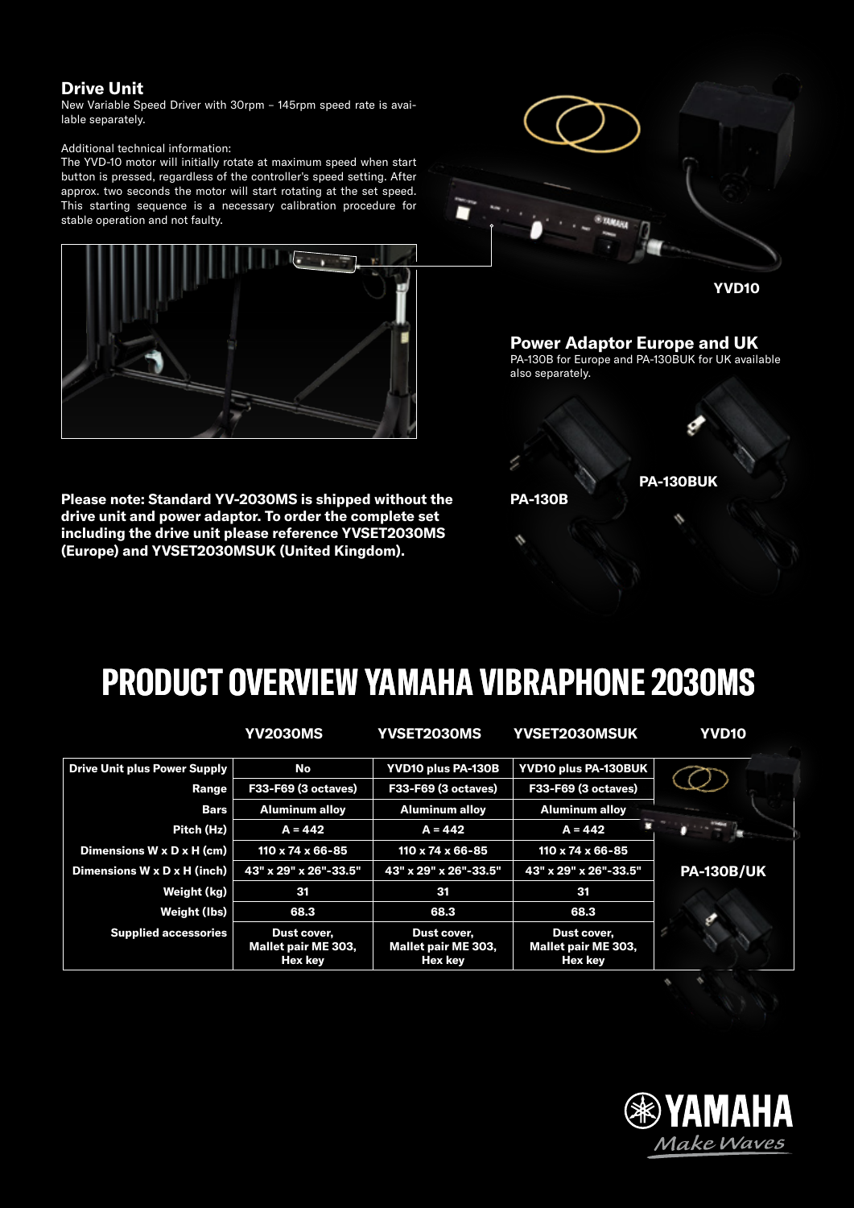## Drive Unit

New Variable Speed Driver with 30rpm – 145rpm speed rate is available separately.

Additional technical information:
The YVD-10 motor will initially rotate at maximum speed when start button is pressed, regardless of the controller's speed setting. After approx. two seconds the motor will start rotating at the set speed. This starting sequence is a necessary calibration procedure for stable operation and not faulty.

YVD10

## Power Adaptor Europe and UK

PA-130B for Europe and PA-130BUK for UK available also separately.

PA-130BUK

PA-130B

**Please note: Standard YV-2030MS is shipped without the drive unit and power adaptor. To order the complete set including the drive unit please reference YVSET2030MS (Europe) and YVSET2030MSUK (United Kingdom).**

# PRODUCT OVERVIEW YAMAHA VIBRAPHONE 2030MS

| | YV2030MS | YVSET2030MS | YVSET2030MSUK | YVD10 |
|---|---|---|---|---|
| Drive Unit plus Power Supply | No | YVD10 plus PA-130B | YVD10 plus PA-130BUK | |
| Range | F33-F69 (3 octaves) | F33-F69 (3 octaves) | F33-F69 (3 octaves) | |
| Bars | Aluminum alloy | Aluminum alloy | Aluminum alloy | |
| Pitch (Hz) | A = 442 | A = 442 | A = 442 | |
| Dimensions W x D x H (cm) | 110 x 74 x 66-85 | 110 x 74 x 66-85 | 110 x 74 x 66-85 | |
| Dimensions W x D x H (inch) | 43" x 29" x 26"-33.5" | 43" x 29" x 26"-33.5" | 43" x 29" x 26"-33.5" | PA-130B/UK |
| Weight (kg) | 31 | 31 | 31 | |
| Weight (lbs) | 68.3 | 68.3 | 68.3 | |
| Supplied accessories | Dust cover, Mallet pair ME 303, Hex key | Dust cover, Mallet pair ME 303, Hex key | Dust cover, Mallet pair ME 303, Hex key | |

YAMAHA
Make Waves